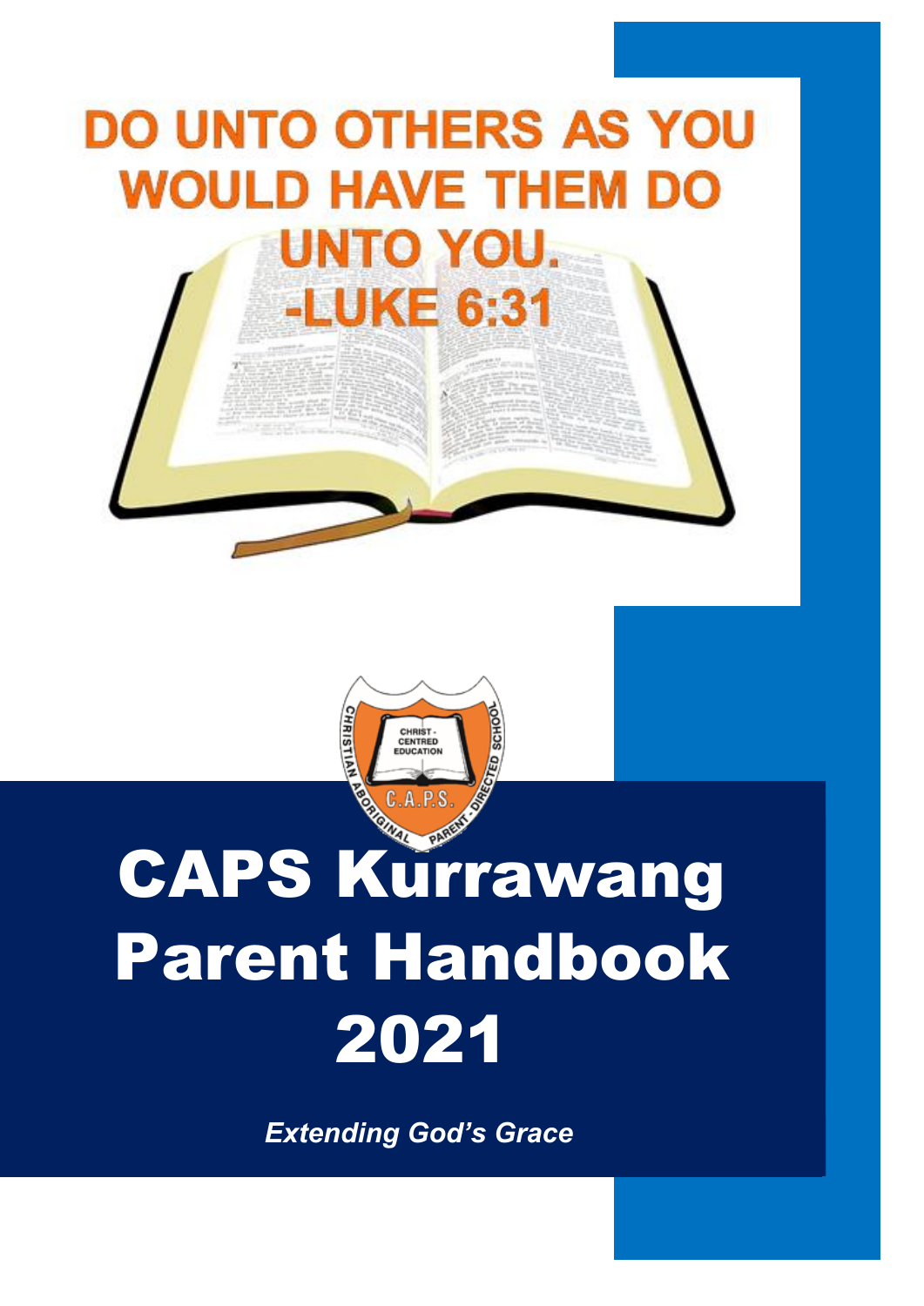DO UNTO OTHERS AS YOU WOULD HAVE THEM DO UNTO YOU.
-LUKE 6:31

# CAPS Kurrawang Parent Handbook 2021

***Extending God's Grace***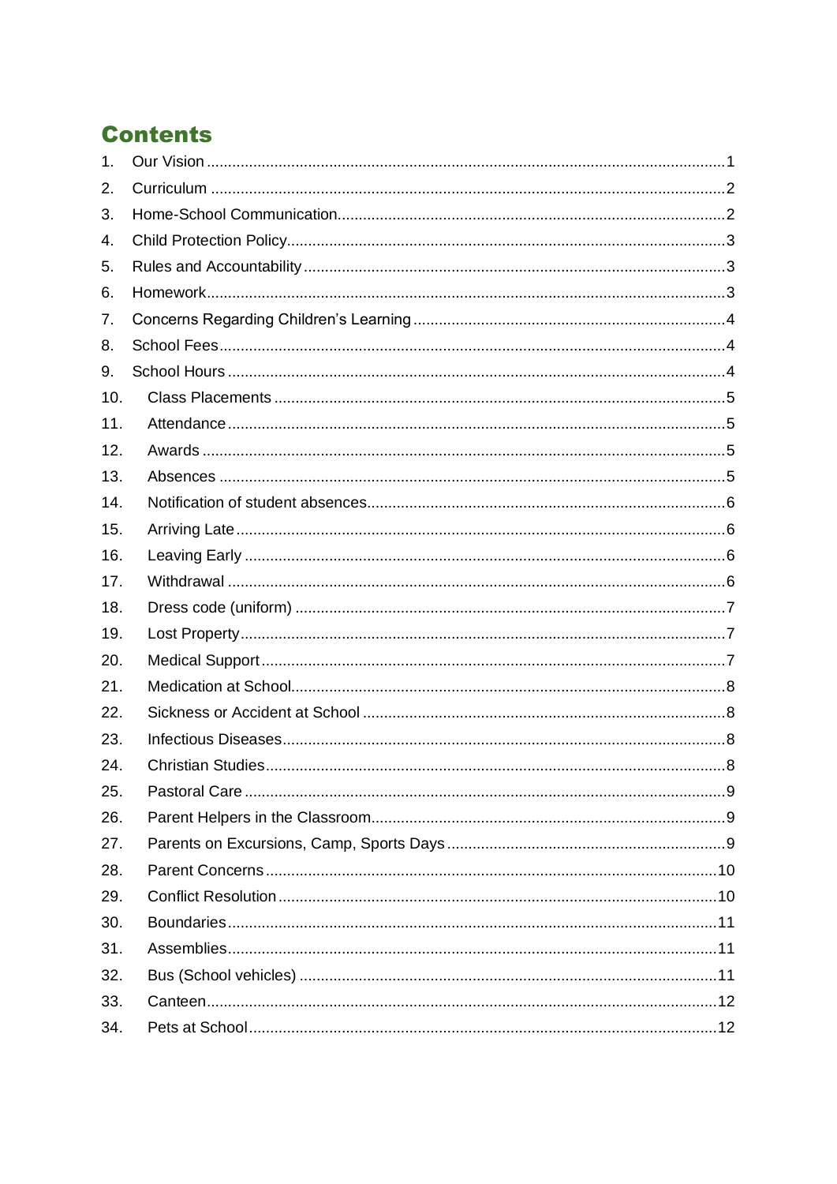# Contents

1. Our Vision .......... 1
2. Curriculum .......... 2
3. Home-School Communication .......... 2
4. Child Protection Policy .......... 3
5. Rules and Accountability .......... 3
6. Homework .......... 3
7. Concerns Regarding Children's Learning .......... 4
8. School Fees .......... 4
9. School Hours .......... 4
10. Class Placements .......... 5
11. Attendance .......... 5
12. Awards .......... 5
13. Absences .......... 5
14. Notification of student absences .......... 6
15. Arriving Late .......... 6
16. Leaving Early .......... 6
17. Withdrawal .......... 6
18. Dress code (uniform) .......... 7
19. Lost Property .......... 7
20. Medical Support .......... 7
21. Medication at School .......... 8
22. Sickness or Accident at School .......... 8
23. Infectious Diseases .......... 8
24. Christian Studies .......... 8
25. Pastoral Care .......... 9
26. Parent Helpers in the Classroom .......... 9
27. Parents on Excursions, Camp, Sports Days .......... 9
28. Parent Concerns .......... 10
29. Conflict Resolution .......... 10
30. Boundaries .......... 11
31. Assemblies .......... 11
32. Bus (School vehicles) .......... 11
33. Canteen .......... 12
34. Pets at School .......... 12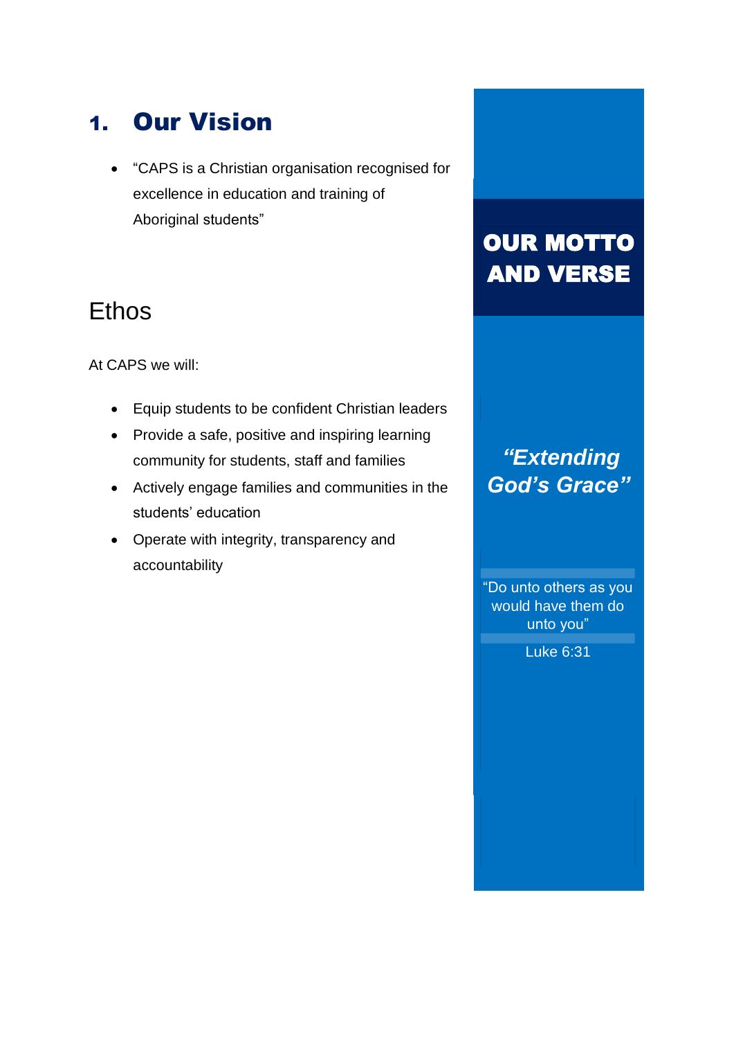# 1. Our Vision

- “CAPS is a Christian organisation recognised for excellence in education and training of Aboriginal students”

## Ethos

At CAPS we will:

- Equip students to be confident Christian leaders
- Provide a safe, positive and inspiring learning community for students, staff and families
- Actively engage families and communities in the students’ education
- Operate with integrity, transparency and accountability

## OUR MOTTO AND VERSE

***“Extending God’s Grace”***

“Do unto others as you would have them do unto you”

Luke 6:31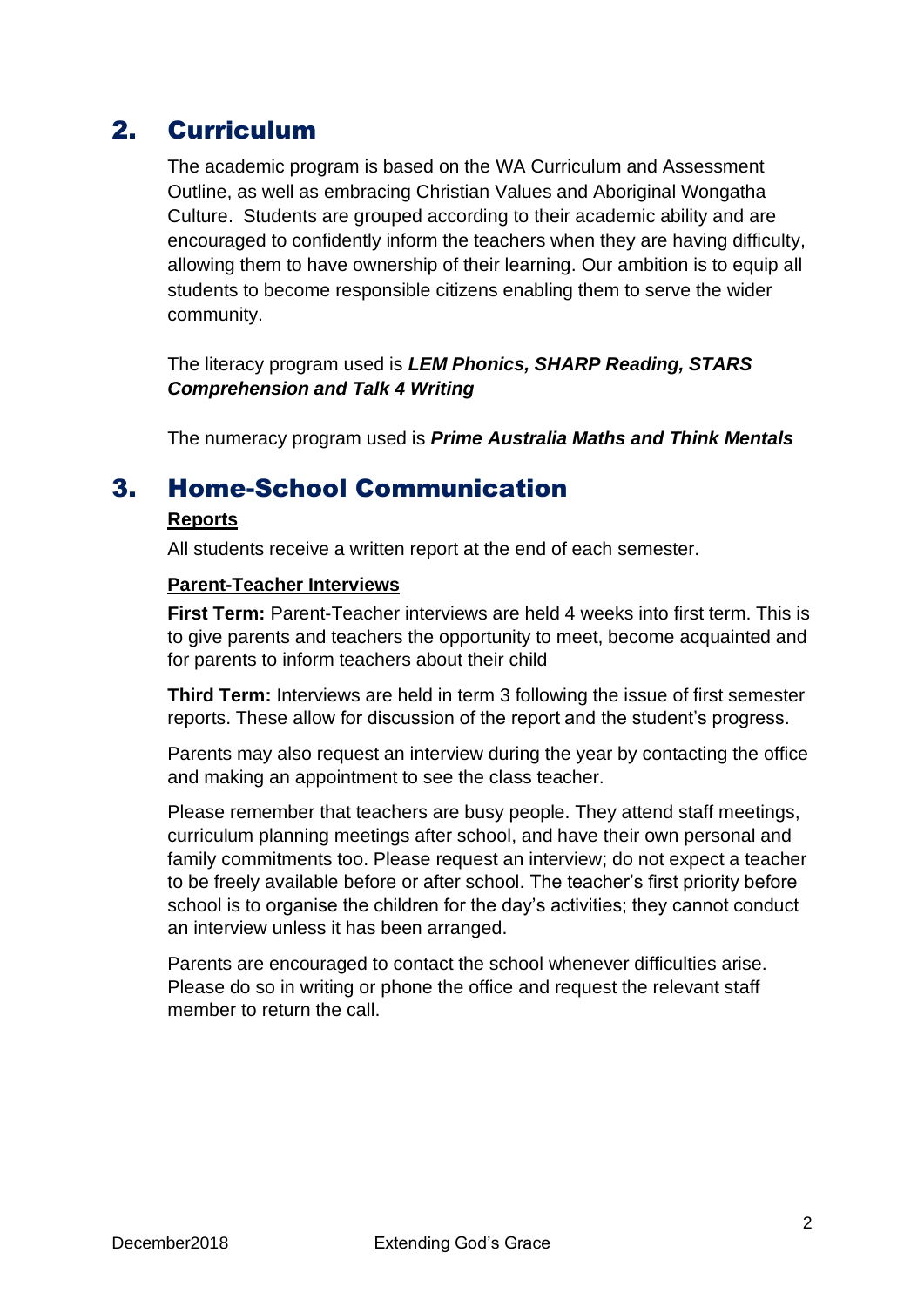## 2. Curriculum

The academic program is based on the WA Curriculum and Assessment Outline, as well as embracing Christian Values and Aboriginal Wongatha Culture. Students are grouped according to their academic ability and are encouraged to confidently inform the teachers when they are having difficulty, allowing them to have ownership of their learning. Our ambition is to equip all students to become responsible citizens enabling them to serve the wider community.

The literacy program used is ***LEM Phonics, SHARP Reading, STARS Comprehension and Talk 4 Writing***

The numeracy program used is ***Prime Australia Maths and Think Mentals***

## 3. Home-School Communication

**Reports**

All students receive a written report at the end of each semester.

**Parent-Teacher Interviews**

**First Term:** Parent-Teacher interviews are held 4 weeks into first term. This is to give parents and teachers the opportunity to meet, become acquainted and for parents to inform teachers about their child

**Third Term:** Interviews are held in term 3 following the issue of first semester reports. These allow for discussion of the report and the student's progress.

Parents may also request an interview during the year by contacting the office and making an appointment to see the class teacher.

Please remember that teachers are busy people. They attend staff meetings, curriculum planning meetings after school, and have their own personal and family commitments too. Please request an interview; do not expect a teacher to be freely available before or after school. The teacher's first priority before school is to organise the children for the day's activities; they cannot conduct an interview unless it has been arranged.

Parents are encouraged to contact the school whenever difficulties arise. Please do so in writing or phone the office and request the relevant staff member to return the call.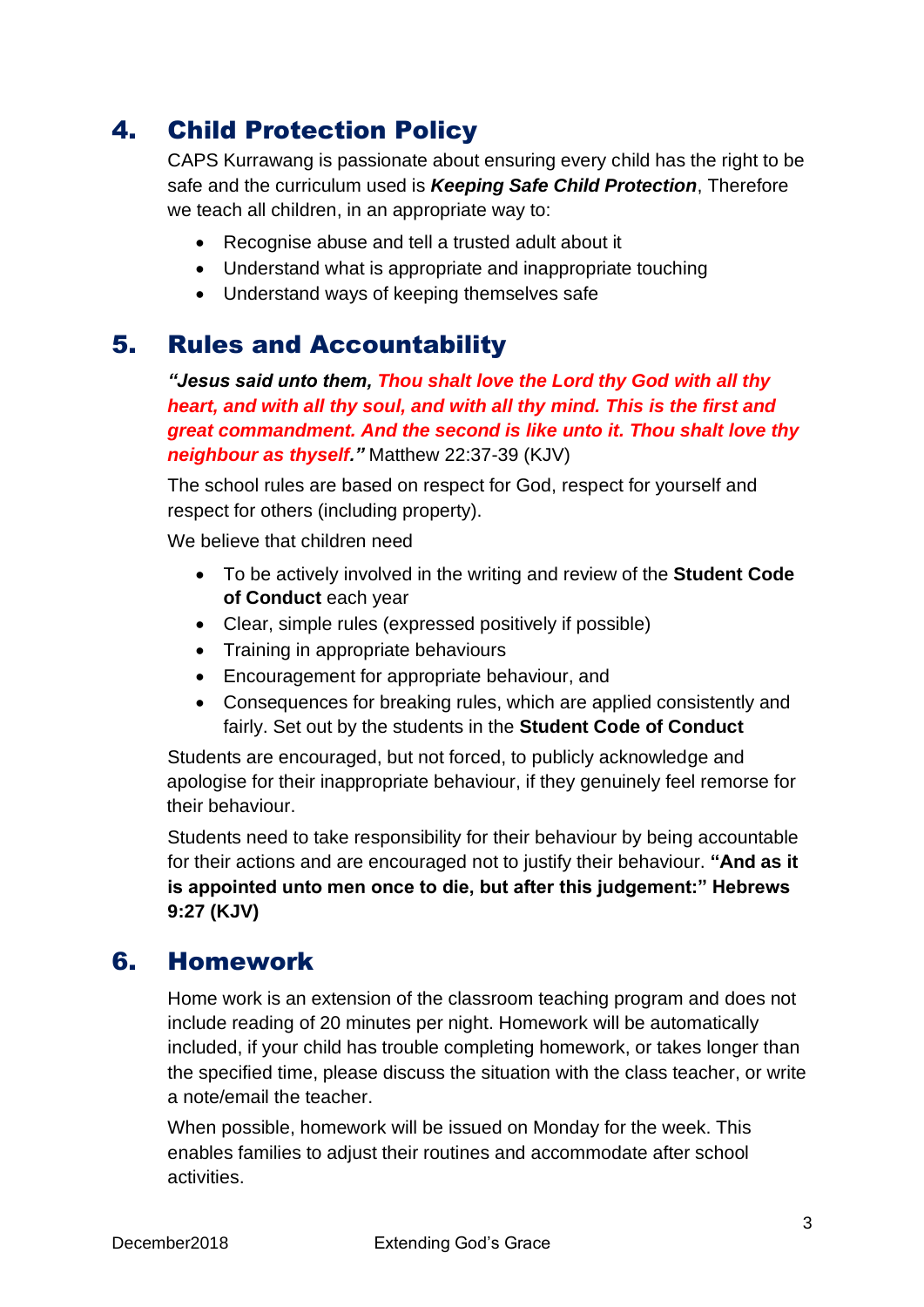## 4. Child Protection Policy

CAPS Kurrawang is passionate about ensuring every child has the right to be safe and the curriculum used is ***Keeping Safe Child Protection***, Therefore we teach all children, in an appropriate way to:

- Recognise abuse and tell a trusted adult about it
- Understand what is appropriate and inappropriate touching
- Understand ways of keeping themselves safe

## 5. Rules and Accountability

***"Jesus said unto them, Thou shalt love the Lord thy God with all thy heart, and with all thy soul, and with all thy mind. This is the first and great commandment. And the second is like unto it. Thou shalt love thy neighbour as thyself."*** Matthew 22:37-39 (KJV)

The school rules are based on respect for God, respect for yourself and respect for others (including property).

We believe that children need

- To be actively involved in the writing and review of the **Student Code of Conduct** each year
- Clear, simple rules (expressed positively if possible)
- Training in appropriate behaviours
- Encouragement for appropriate behaviour, and
- Consequences for breaking rules, which are applied consistently and fairly. Set out by the students in the **Student Code of Conduct**

Students are encouraged, but not forced, to publicly acknowledge and apologise for their inappropriate behaviour, if they genuinely feel remorse for their behaviour.

Students need to take responsibility for their behaviour by being accountable for their actions and are encouraged not to justify their behaviour. **"And as it is appointed unto men once to die, but after this judgement:" Hebrews 9:27 (KJV)**

## 6. Homework

Home work is an extension of the classroom teaching program and does not include reading of 20 minutes per night. Homework will be automatically included, if your child has trouble completing homework, or takes longer than the specified time, please discuss the situation with the class teacher, or write a note/email the teacher.

When possible, homework will be issued on Monday for the week. This enables families to adjust their routines and accommodate after school activities.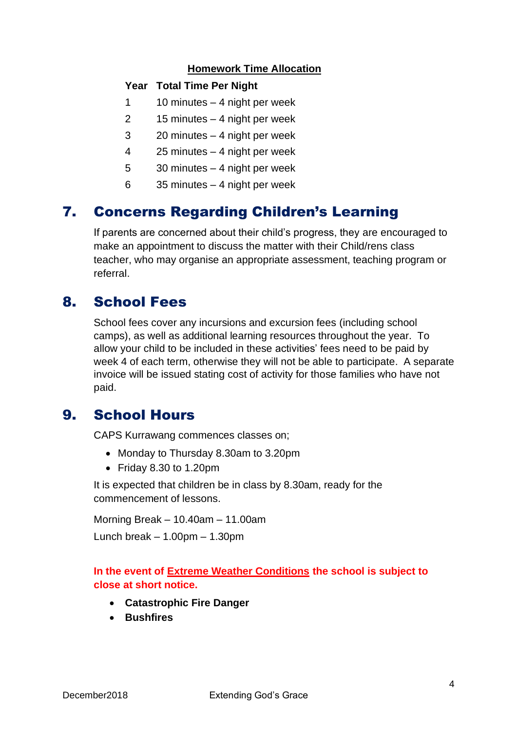**Homework Time Allocation**

| Year | Total Time Per Night |
|---|---|
| 1 | 10 minutes – 4 night per week |
| 2 | 15 minutes – 4 night per week |
| 3 | 20 minutes – 4 night per week |
| 4 | 25 minutes – 4 night per week |
| 5 | 30 minutes – 4 night per week |
| 6 | 35 minutes – 4 night per week |

## 7. Concerns Regarding Children's Learning

If parents are concerned about their child's progress, they are encouraged to make an appointment to discuss the matter with their Child/rens class teacher, who may organise an appropriate assessment, teaching program or referral.

## 8. School Fees

School fees cover any incursions and excursion fees (including school camps), as well as additional learning resources throughout the year. To allow your child to be included in these activities' fees need to be paid by week 4 of each term, otherwise they will not be able to participate. A separate invoice will be issued stating cost of activity for those families who have not paid.

## 9. School Hours

CAPS Kurrawang commences classes on;

- Monday to Thursday 8.30am to 3.20pm
- Friday 8.30 to 1.20pm

It is expected that children be in class by 8.30am, ready for the commencement of lessons.

Morning Break – 10.40am – 11.00am

Lunch break – 1.00pm – 1.30pm

**In the event of Extreme Weather Conditions the school is subject to close at short notice.**

- **Catastrophic Fire Danger**
- **Bushfires**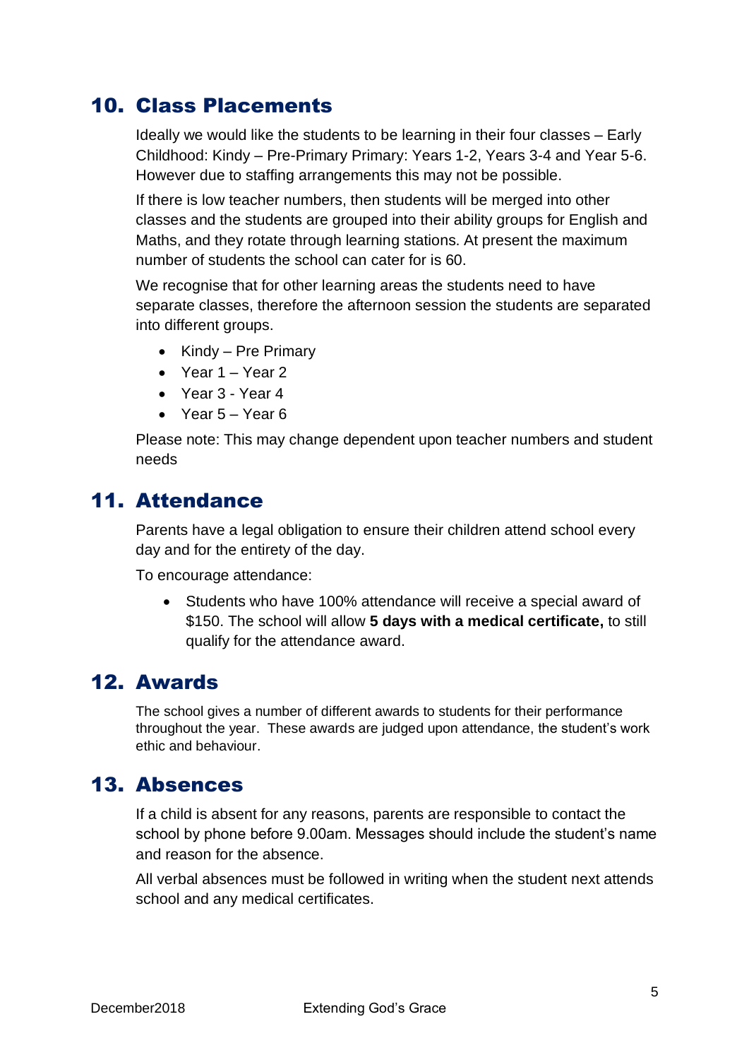## 10. Class Placements

Ideally we would like the students to be learning in their four classes – Early Childhood: Kindy – Pre-Primary Primary: Years 1-2, Years 3-4 and Year 5-6. However due to staffing arrangements this may not be possible.

If there is low teacher numbers, then students will be merged into other classes and the students are grouped into their ability groups for English and Maths, and they rotate through learning stations. At present the maximum number of students the school can cater for is 60.

We recognise that for other learning areas the students need to have separate classes, therefore the afternoon session the students are separated into different groups.

- Kindy – Pre Primary
- Year 1 – Year 2
- Year 3 - Year 4
- Year 5 – Year 6

Please note: This may change dependent upon teacher numbers and student needs

## 11. Attendance

Parents have a legal obligation to ensure their children attend school every day and for the entirety of the day.

To encourage attendance:

- Students who have 100% attendance will receive a special award of $150. The school will allow **5 days with a medical certificate,** to still qualify for the attendance award.

## 12. Awards

The school gives a number of different awards to students for their performance throughout the year. These awards are judged upon attendance, the student's work ethic and behaviour.

## 13. Absences

If a child is absent for any reasons, parents are responsible to contact the school by phone before 9.00am. Messages should include the student's name and reason for the absence.

All verbal absences must be followed in writing when the student next attends school and any medical certificates.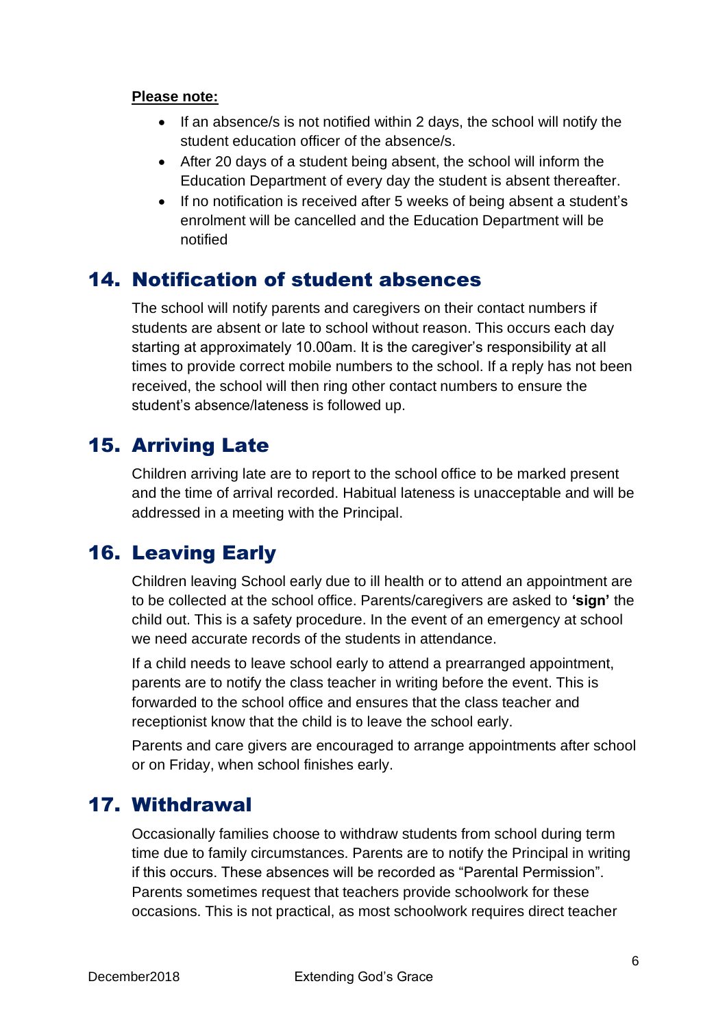**Please note:**

- If an absence/s is not notified within 2 days, the school will notify the student education officer of the absence/s.
- After 20 days of a student being absent, the school will inform the Education Department of every day the student is absent thereafter.
- If no notification is received after 5 weeks of being absent a student's enrolment will be cancelled and the Education Department will be notified

## 14. Notification of student absences

The school will notify parents and caregivers on their contact numbers if students are absent or late to school without reason. This occurs each day starting at approximately 10.00am. It is the caregiver's responsibility at all times to provide correct mobile numbers to the school. If a reply has not been received, the school will then ring other contact numbers to ensure the student's absence/lateness is followed up.

## 15. Arriving Late

Children arriving late are to report to the school office to be marked present and the time of arrival recorded. Habitual lateness is unacceptable and will be addressed in a meeting with the Principal.

## 16. Leaving Early

Children leaving School early due to ill health or to attend an appointment are to be collected at the school office. Parents/caregivers are asked to **'sign'** the child out. This is a safety procedure. In the event of an emergency at school we need accurate records of the students in attendance.

If a child needs to leave school early to attend a prearranged appointment, parents are to notify the class teacher in writing before the event. This is forwarded to the school office and ensures that the class teacher and receptionist know that the child is to leave the school early.

Parents and care givers are encouraged to arrange appointments after school or on Friday, when school finishes early.

## 17. Withdrawal

Occasionally families choose to withdraw students from school during term time due to family circumstances. Parents are to notify the Principal in writing if this occurs. These absences will be recorded as "Parental Permission". Parents sometimes request that teachers provide schoolwork for these occasions. This is not practical, as most schoolwork requires direct teacher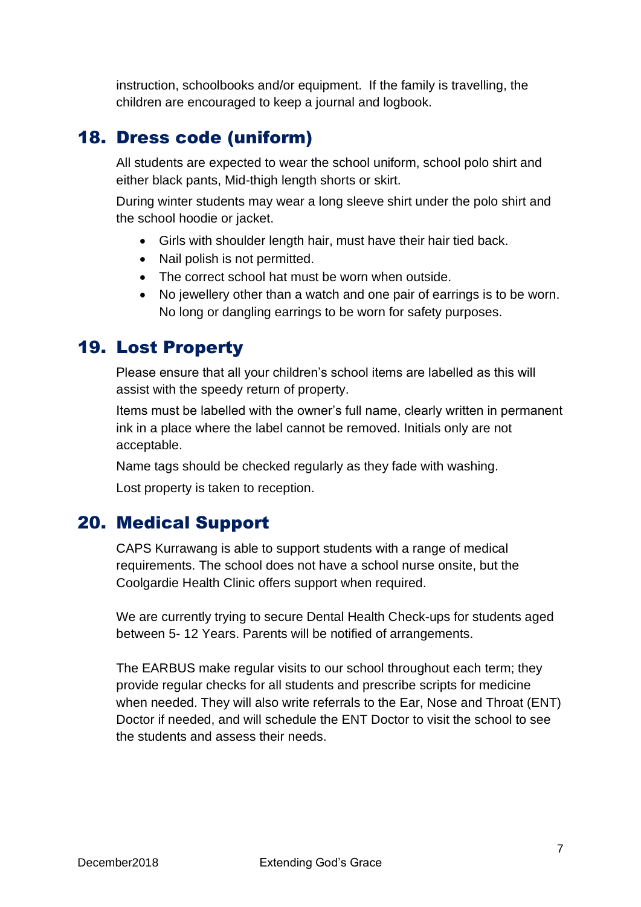instruction, schoolbooks and/or equipment.  If the family is travelling, the children are encouraged to keep a journal and logbook.

## 18. Dress code (uniform)

All students are expected to wear the school uniform, school polo shirt and either black pants, Mid-thigh length shorts or skirt.

During winter students may wear a long sleeve shirt under the polo shirt and the school hoodie or jacket.

- Girls with shoulder length hair, must have their hair tied back.
- Nail polish is not permitted.
- The correct school hat must be worn when outside.
- No jewellery other than a watch and one pair of earrings is to be worn. No long or dangling earrings to be worn for safety purposes.

## 19. Lost Property

Please ensure that all your children's school items are labelled as this will assist with the speedy return of property.

Items must be labelled with the owner's full name, clearly written in permanent ink in a place where the label cannot be removed. Initials only are not acceptable.

Name tags should be checked regularly as they fade with washing.

Lost property is taken to reception.

## 20. Medical Support

CAPS Kurrawang is able to support students with a range of medical requirements. The school does not have a school nurse onsite, but the Coolgardie Health Clinic offers support when required.

We are currently trying to secure Dental Health Check-ups for students aged between 5- 12 Years. Parents will be notified of arrangements.

The EARBUS make regular visits to our school throughout each term; they provide regular checks for all students and prescribe scripts for medicine when needed. They will also write referrals to the Ear, Nose and Throat (ENT) Doctor if needed, and will schedule the ENT Doctor to visit the school to see the students and assess their needs.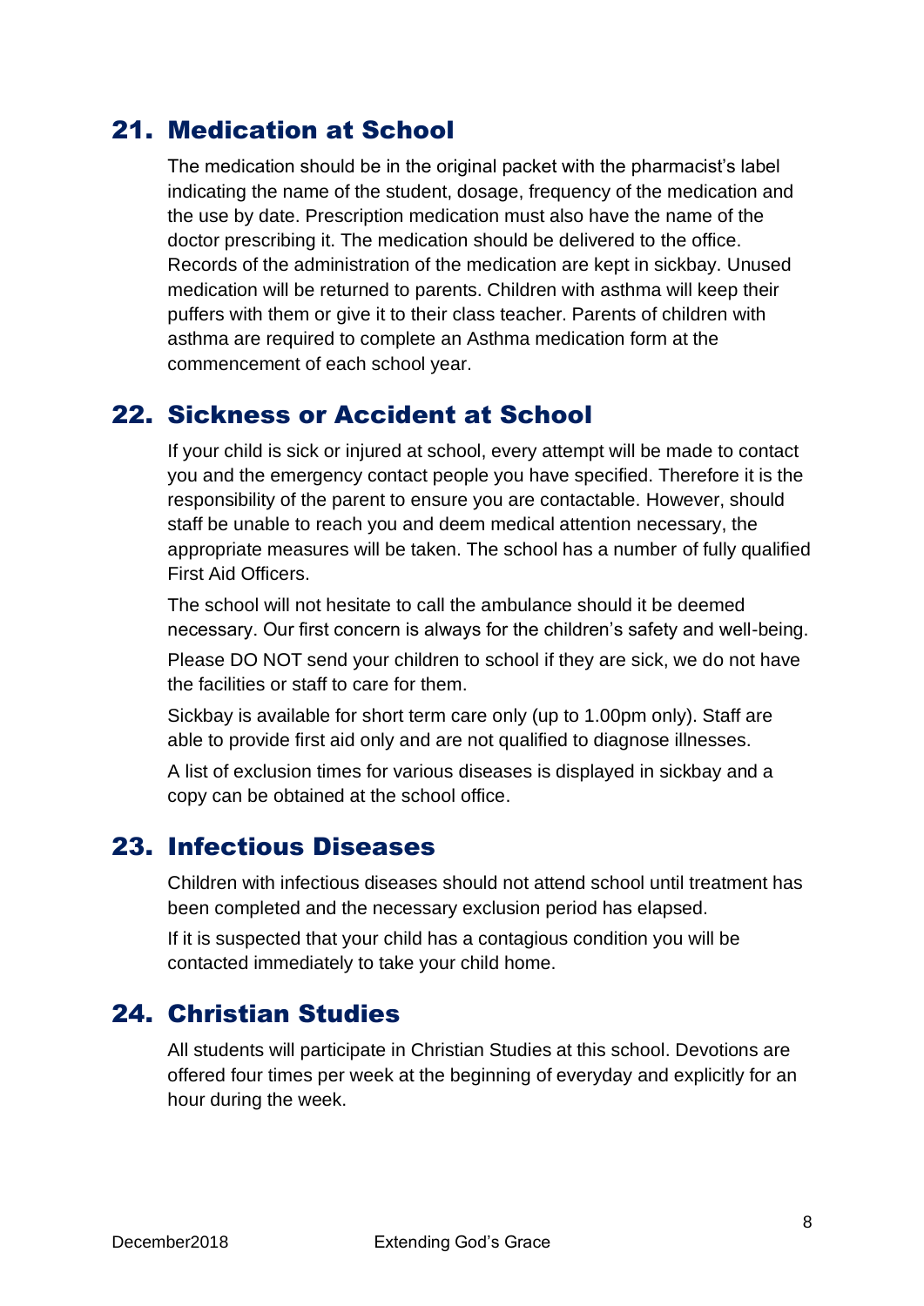## 21. Medication at School

The medication should be in the original packet with the pharmacist's label indicating the name of the student, dosage, frequency of the medication and the use by date. Prescription medication must also have the name of the doctor prescribing it. The medication should be delivered to the office. Records of the administration of the medication are kept in sickbay. Unused medication will be returned to parents. Children with asthma will keep their puffers with them or give it to their class teacher. Parents of children with asthma are required to complete an Asthma medication form at the commencement of each school year.

## 22. Sickness or Accident at School

If your child is sick or injured at school, every attempt will be made to contact you and the emergency contact people you have specified. Therefore it is the responsibility of the parent to ensure you are contactable. However, should staff be unable to reach you and deem medical attention necessary, the appropriate measures will be taken. The school has a number of fully qualified First Aid Officers.

The school will not hesitate to call the ambulance should it be deemed necessary. Our first concern is always for the children's safety and well-being.

Please DO NOT send your children to school if they are sick, we do not have the facilities or staff to care for them.

Sickbay is available for short term care only (up to 1.00pm only). Staff are able to provide first aid only and are not qualified to diagnose illnesses.

A list of exclusion times for various diseases is displayed in sickbay and a copy can be obtained at the school office.

## 23. Infectious Diseases

Children with infectious diseases should not attend school until treatment has been completed and the necessary exclusion period has elapsed.

If it is suspected that your child has a contagious condition you will be contacted immediately to take your child home.

## 24. Christian Studies

All students will participate in Christian Studies at this school. Devotions are offered four times per week at the beginning of everyday and explicitly for an hour during the week.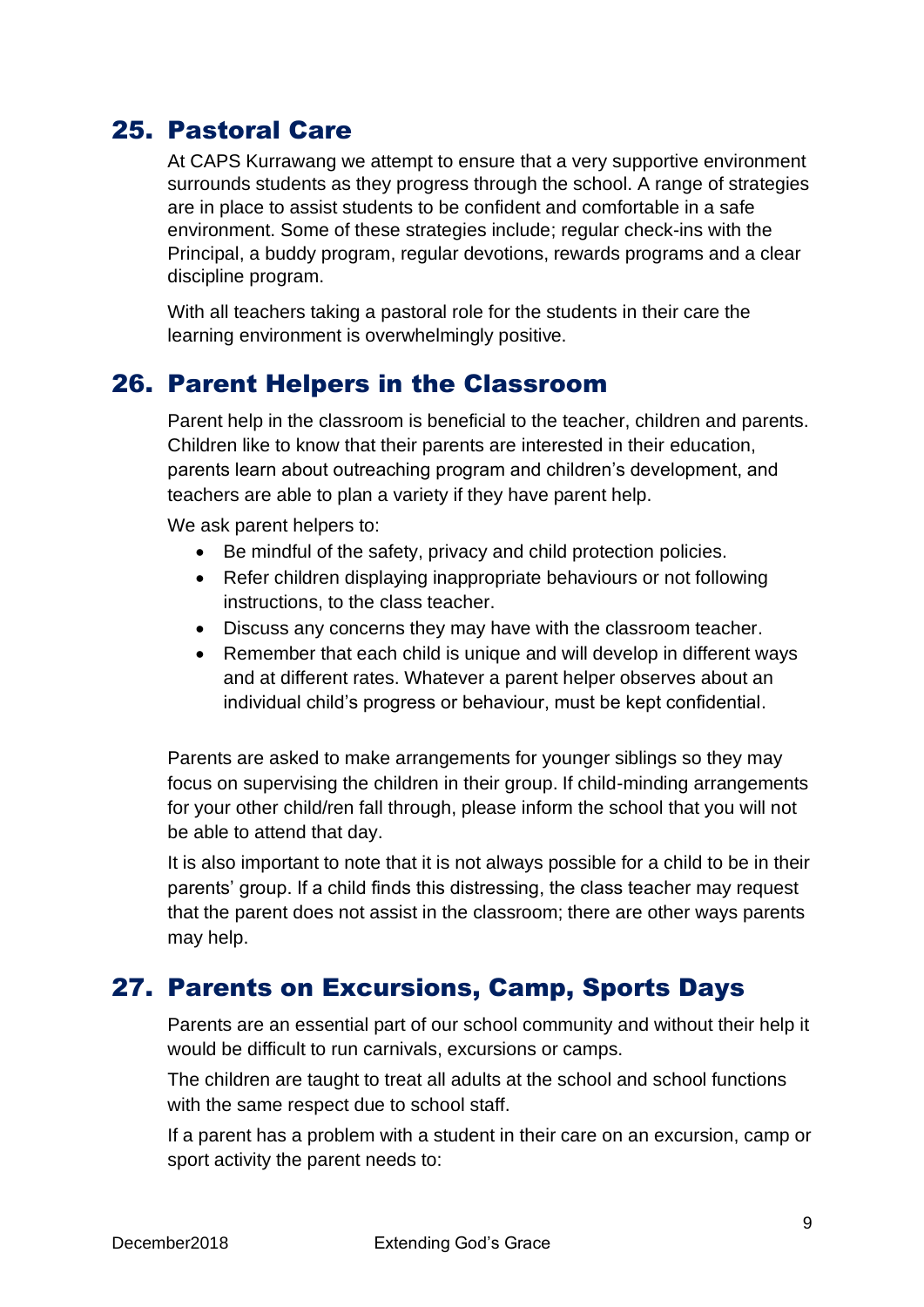## 25. Pastoral Care

At CAPS Kurrawang we attempt to ensure that a very supportive environment surrounds students as they progress through the school. A range of strategies are in place to assist students to be confident and comfortable in a safe environment. Some of these strategies include; regular check-ins with the Principal, a buddy program, regular devotions, rewards programs and a clear discipline program.

With all teachers taking a pastoral role for the students in their care the learning environment is overwhelmingly positive.

## 26. Parent Helpers in the Classroom

Parent help in the classroom is beneficial to the teacher, children and parents. Children like to know that their parents are interested in their education, parents learn about outreaching program and children's development, and teachers are able to plan a variety if they have parent help.

We ask parent helpers to:

- Be mindful of the safety, privacy and child protection policies.
- Refer children displaying inappropriate behaviours or not following instructions, to the class teacher.
- Discuss any concerns they may have with the classroom teacher.
- Remember that each child is unique and will develop in different ways and at different rates. Whatever a parent helper observes about an individual child's progress or behaviour, must be kept confidential.

Parents are asked to make arrangements for younger siblings so they may focus on supervising the children in their group. If child-minding arrangements for your other child/ren fall through, please inform the school that you will not be able to attend that day.

It is also important to note that it is not always possible for a child to be in their parents' group. If a child finds this distressing, the class teacher may request that the parent does not assist in the classroom; there are other ways parents may help.

## 27. Parents on Excursions, Camp, Sports Days

Parents are an essential part of our school community and without their help it would be difficult to run carnivals, excursions or camps.

The children are taught to treat all adults at the school and school functions with the same respect due to school staff.

If a parent has a problem with a student in their care on an excursion, camp or sport activity the parent needs to: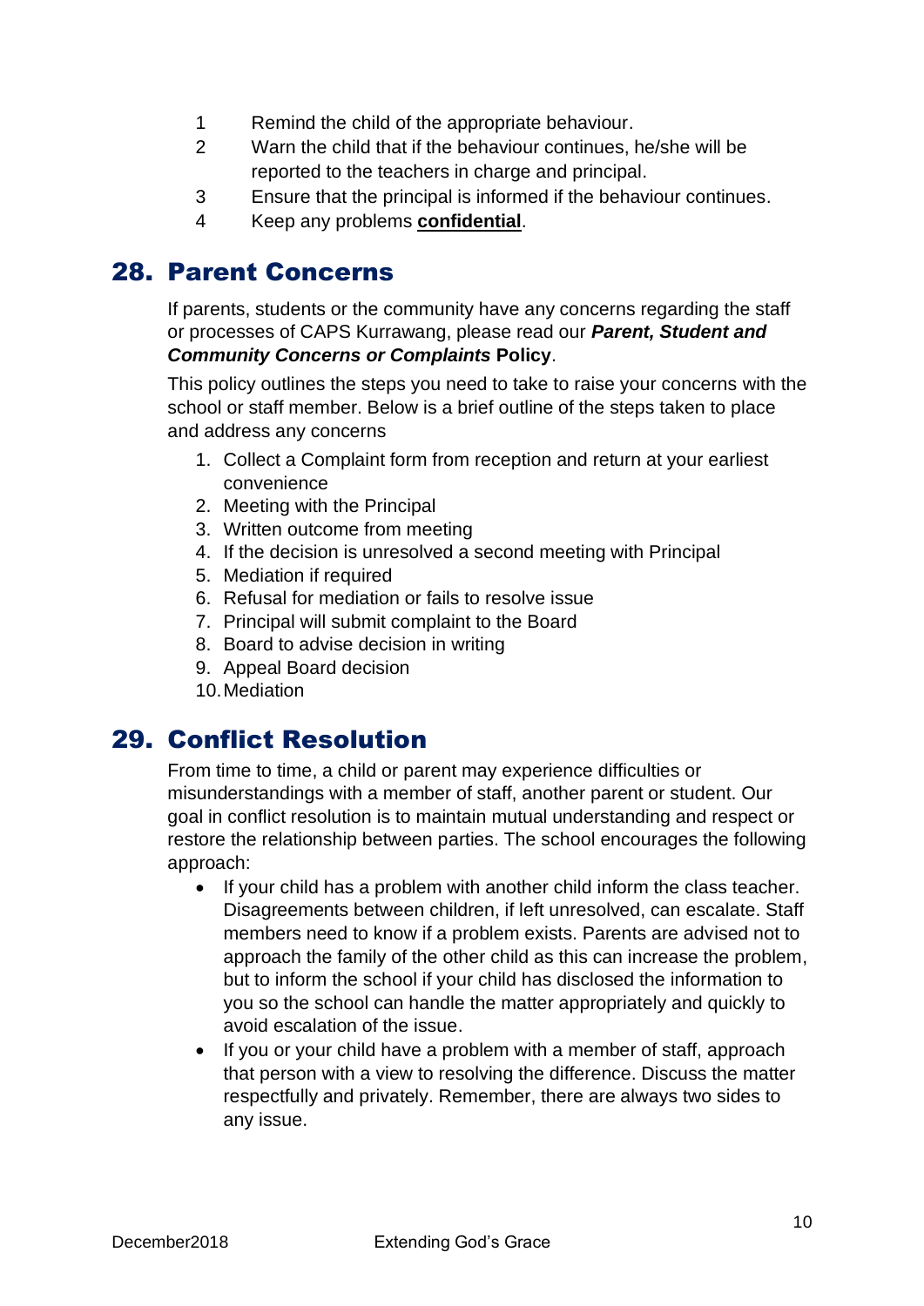1. Remind the child of the appropriate behaviour.
2. Warn the child that if the behaviour continues, he/she will be reported to the teachers in charge and principal.
3. Ensure that the principal is informed if the behaviour continues.
4. Keep any problems **confidential**.

## 28. Parent Concerns

If parents, students or the community have any concerns regarding the staff or processes of CAPS Kurrawang, please read our ***Parent, Student and Community Concerns or Complaints*** **Policy**.

This policy outlines the steps you need to take to raise your concerns with the school or staff member. Below is a brief outline of the steps taken to place and address any concerns

1. Collect a Complaint form from reception and return at your earliest convenience
2. Meeting with the Principal
3. Written outcome from meeting
4. If the decision is unresolved a second meeting with Principal
5. Mediation if required
6. Refusal for mediation or fails to resolve issue
7. Principal will submit complaint to the Board
8. Board to advise decision in writing
9. Appeal Board decision
10. Mediation

## 29. Conflict Resolution

From time to time, a child or parent may experience difficulties or misunderstandings with a member of staff, another parent or student. Our goal in conflict resolution is to maintain mutual understanding and respect or restore the relationship between parties. The school encourages the following approach:

- If your child has a problem with another child inform the class teacher. Disagreements between children, if left unresolved, can escalate. Staff members need to know if a problem exists. Parents are advised not to approach the family of the other child as this can increase the problem, but to inform the school if your child has disclosed the information to you so the school can handle the matter appropriately and quickly to avoid escalation of the issue.
- If you or your child have a problem with a member of staff, approach that person with a view to resolving the difference. Discuss the matter respectfully and privately. Remember, there are always two sides to any issue.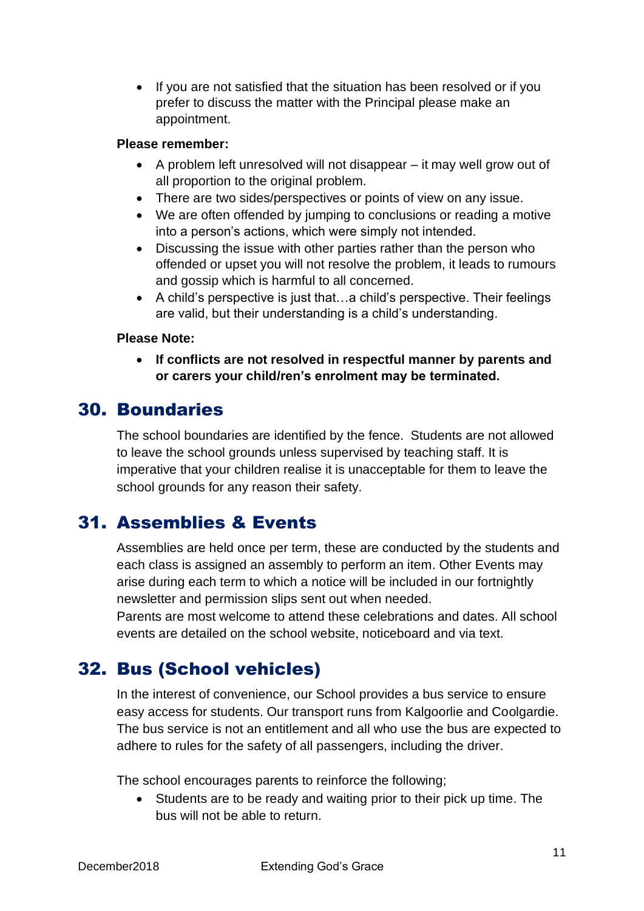- If you are not satisfied that the situation has been resolved or if you prefer to discuss the matter with the Principal please make an appointment.

**Please remember:**

- A problem left unresolved will not disappear – it may well grow out of all proportion to the original problem.
- There are two sides/perspectives or points of view on any issue.
- We are often offended by jumping to conclusions or reading a motive into a person's actions, which were simply not intended.
- Discussing the issue with other parties rather than the person who offended or upset you will not resolve the problem, it leads to rumours and gossip which is harmful to all concerned.
- A child's perspective is just that…a child's perspective. Their feelings are valid, but their understanding is a child's understanding.

**Please Note:**

- **If conflicts are not resolved in respectful manner by parents and or carers your child/ren's enrolment may be terminated.**

## 30. Boundaries

The school boundaries are identified by the fence. Students are not allowed to leave the school grounds unless supervised by teaching staff. It is imperative that your children realise it is unacceptable for them to leave the school grounds for any reason their safety.

## 31. Assemblies & Events

Assemblies are held once per term, these are conducted by the students and each class is assigned an assembly to perform an item. Other Events may arise during each term to which a notice will be included in our fortnightly newsletter and permission slips sent out when needed.
Parents are most welcome to attend these celebrations and dates. All school events are detailed on the school website, noticeboard and via text.

## 32. Bus (School vehicles)

In the interest of convenience, our School provides a bus service to ensure easy access for students. Our transport runs from Kalgoorlie and Coolgardie. The bus service is not an entitlement and all who use the bus are expected to adhere to rules for the safety of all passengers, including the driver.

The school encourages parents to reinforce the following;

- Students are to be ready and waiting prior to their pick up time. The bus will not be able to return.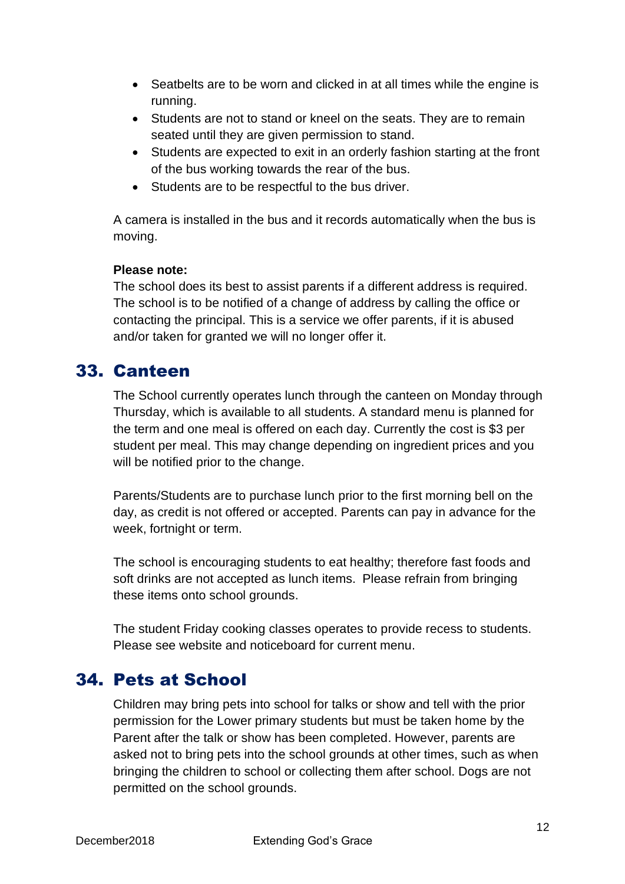- Seatbelts are to be worn and clicked in at all times while the engine is running.
- Students are not to stand or kneel on the seats. They are to remain seated until they are given permission to stand.
- Students are expected to exit in an orderly fashion starting at the front of the bus working towards the rear of the bus.
- Students are to be respectful to the bus driver.

A camera is installed in the bus and it records automatically when the bus is moving.

**Please note:**
The school does its best to assist parents if a different address is required. The school is to be notified of a change of address by calling the office or contacting the principal. This is a service we offer parents, if it is abused and/or taken for granted we will no longer offer it.

## 33. Canteen

The School currently operates lunch through the canteen on Monday through Thursday, which is available to all students. A standard menu is planned for the term and one meal is offered on each day. Currently the cost is $3 per student per meal. This may change depending on ingredient prices and you will be notified prior to the change.

Parents/Students are to purchase lunch prior to the first morning bell on the day, as credit is not offered or accepted. Parents can pay in advance for the week, fortnight or term.

The school is encouraging students to eat healthy; therefore fast foods and soft drinks are not accepted as lunch items. Please refrain from bringing these items onto school grounds.

The student Friday cooking classes operates to provide recess to students. Please see website and noticeboard for current menu.

## 34. Pets at School

Children may bring pets into school for talks or show and tell with the prior permission for the Lower primary students but must be taken home by the Parent after the talk or show has been completed. However, parents are asked not to bring pets into the school grounds at other times, such as when bringing the children to school or collecting them after school. Dogs are not permitted on the school grounds.